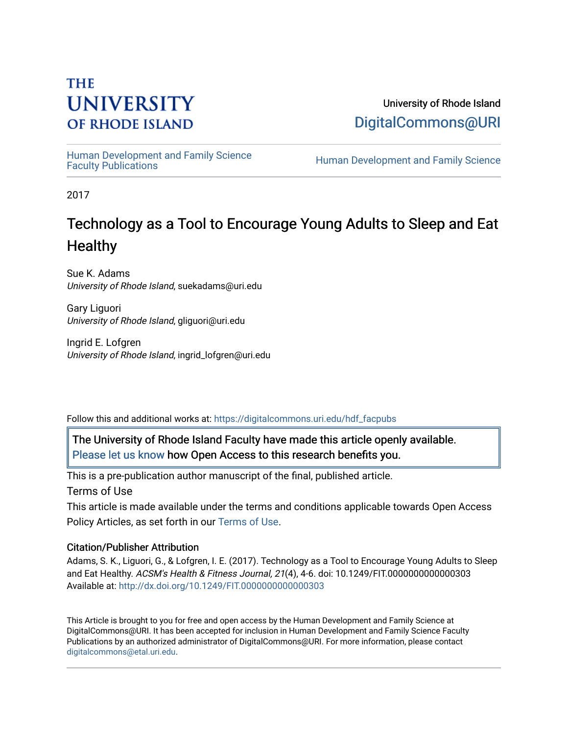THE UNIVERSITY OF RHODE ISLAND

University of Rhode Island
DigitalCommons@URI

Human Development and Family Science Faculty Publications | Human Development and Family Science

2017

# Technology as a Tool to Encourage Young Adults to Sleep and Eat Healthy

Sue K. Adams
*University of Rhode Island*, suekadams@uri.edu

Gary Liguori
*University of Rhode Island*, gliguori@uri.edu

Ingrid E. Lofgren
*University of Rhode Island*, ingrid_lofgren@uri.edu

Follow this and additional works at: https://digitalcommons.uri.edu/hdf_facpubs

The University of Rhode Island Faculty have made this article openly available. Please let us know how Open Access to this research benefits you.

This is a pre-publication author manuscript of the final, published article.

Terms of Use

This article is made available under the terms and conditions applicable towards Open Access Policy Articles, as set forth in our Terms of Use.

### Citation/Publisher Attribution

Adams, S. K., Liguori, G., & Lofgren, I. E. (2017). Technology as a Tool to Encourage Young Adults to Sleep and Eat Healthy. *ACSM's Health & Fitness Journal, 21*(4), 4-6. doi: 10.1249/FIT.0000000000000303
Available at: http://dx.doi.org/10.1249/FIT.0000000000000303

This Article is brought to you for free and open access by the Human Development and Family Science at DigitalCommons@URI. It has been accepted for inclusion in Human Development and Family Science Faculty Publications by an authorized administrator of DigitalCommons@URI. For more information, please contact digitalcommons@etal.uri.edu.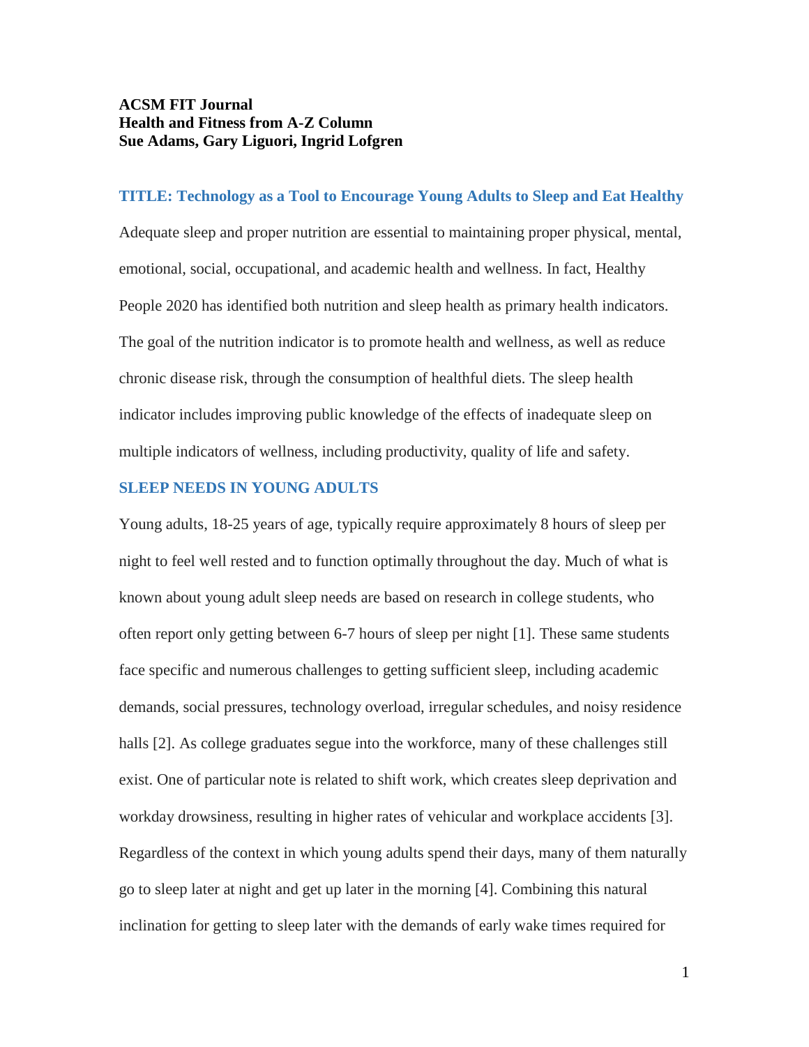**ACSM FIT Journal**
**Health and Fitness from A-Z Column**
**Sue Adams, Gary Liguori, Ingrid Lofgren**

## TITLE: Technology as a Tool to Encourage Young Adults to Sleep and Eat Healthy

Adequate sleep and proper nutrition are essential to maintaining proper physical, mental, emotional, social, occupational, and academic health and wellness. In fact, Healthy People 2020 has identified both nutrition and sleep health as primary health indicators. The goal of the nutrition indicator is to promote health and wellness, as well as reduce chronic disease risk, through the consumption of healthful diets. The sleep health indicator includes improving public knowledge of the effects of inadequate sleep on multiple indicators of wellness, including productivity, quality of life and safety.

## SLEEP NEEDS IN YOUNG ADULTS

Young adults, 18-25 years of age, typically require approximately 8 hours of sleep per night to feel well rested and to function optimally throughout the day. Much of what is known about young adult sleep needs are based on research in college students, who often report only getting between 6-7 hours of sleep per night [1]. These same students face specific and numerous challenges to getting sufficient sleep, including academic demands, social pressures, technology overload, irregular schedules, and noisy residence halls [2]. As college graduates segue into the workforce, many of these challenges still exist. One of particular note is related to shift work, which creates sleep deprivation and workday drowsiness, resulting in higher rates of vehicular and workplace accidents [3]. Regardless of the context in which young adults spend their days, many of them naturally go to sleep later at night and get up later in the morning [4]. Combining this natural inclination for getting to sleep later with the demands of early wake times required for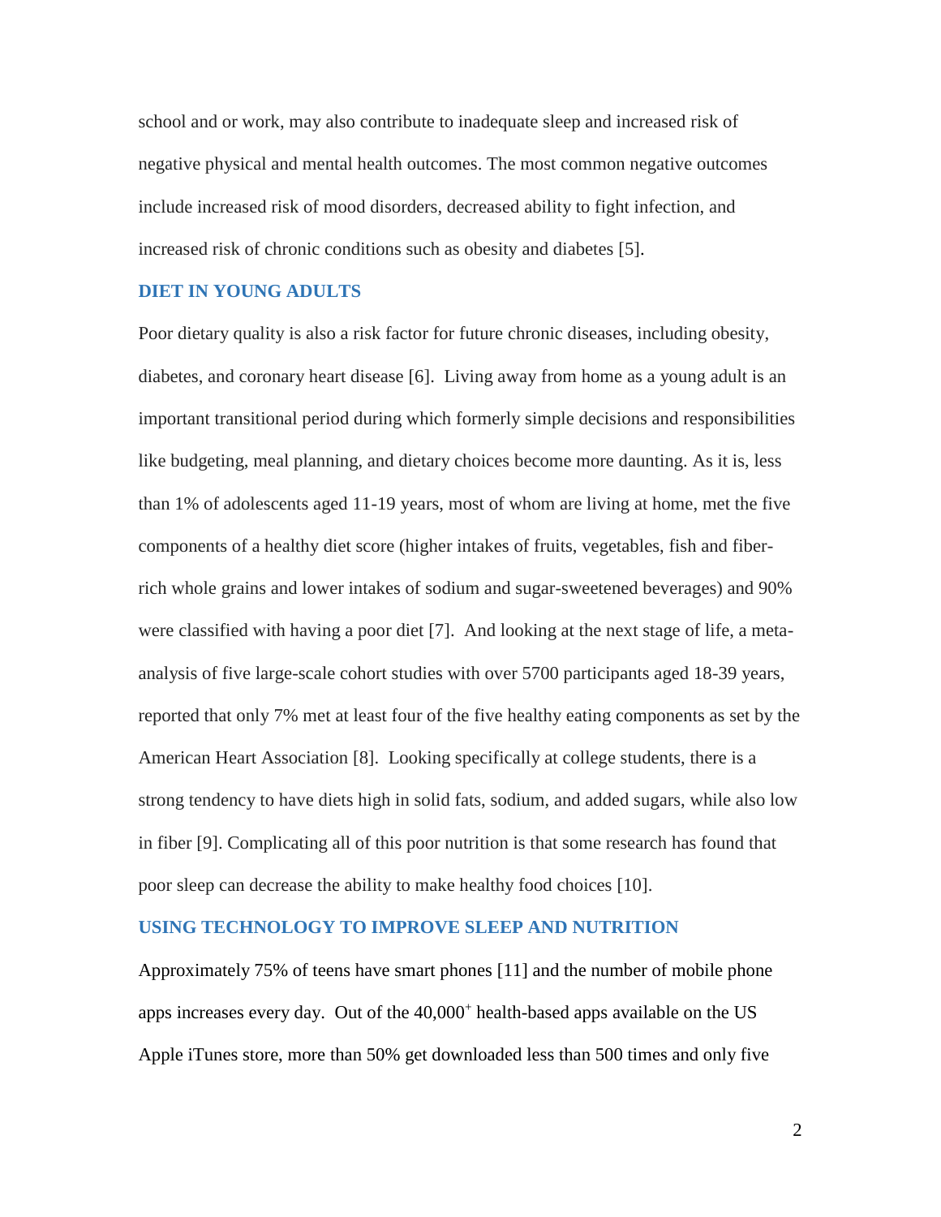school and or work, may also contribute to inadequate sleep and increased risk of negative physical and mental health outcomes. The most common negative outcomes include increased risk of mood disorders, decreased ability to fight infection, and increased risk of chronic conditions such as obesity and diabetes [5].

## DIET IN YOUNG ADULTS

Poor dietary quality is also a risk factor for future chronic diseases, including obesity, diabetes, and coronary heart disease [6]. Living away from home as a young adult is an important transitional period during which formerly simple decisions and responsibilities like budgeting, meal planning, and dietary choices become more daunting. As it is, less than 1% of adolescents aged 11-19 years, most of whom are living at home, met the five components of a healthy diet score (higher intakes of fruits, vegetables, fish and fiber-rich whole grains and lower intakes of sodium and sugar-sweetened beverages) and 90% were classified with having a poor diet [7]. And looking at the next stage of life, a meta-analysis of five large-scale cohort studies with over 5700 participants aged 18-39 years, reported that only 7% met at least four of the five healthy eating components as set by the American Heart Association [8]. Looking specifically at college students, there is a strong tendency to have diets high in solid fats, sodium, and added sugars, while also low in fiber [9]. Complicating all of this poor nutrition is that some research has found that poor sleep can decrease the ability to make healthy food choices [10].

## USING TECHNOLOGY TO IMPROVE SLEEP AND NUTRITION

Approximately 75% of teens have smart phones [11] and the number of mobile phone apps increases every day. Out of the $40{,}000^{+}$ health-based apps available on the US Apple iTunes store, more than 50% get downloaded less than 500 times and only five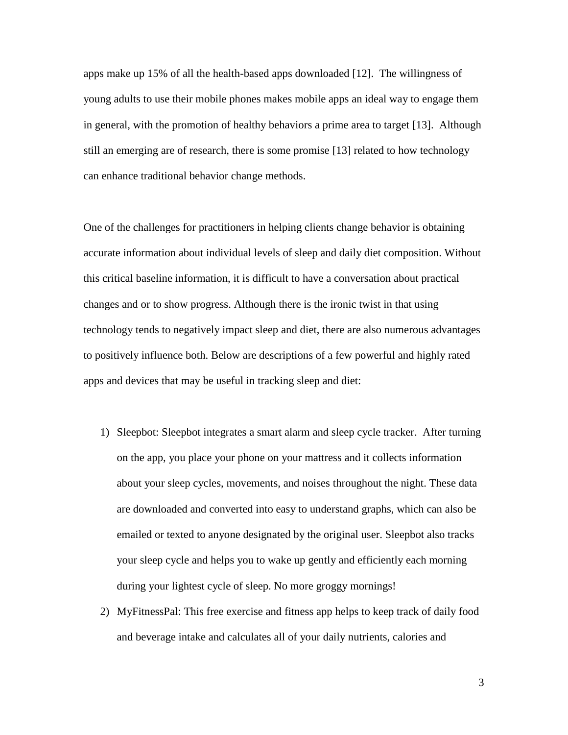apps make up 15% of all the health-based apps downloaded [12]. The willingness of young adults to use their mobile phones makes mobile apps an ideal way to engage them in general, with the promotion of healthy behaviors a prime area to target [13]. Although still an emerging are of research, there is some promise [13] related to how technology can enhance traditional behavior change methods.

One of the challenges for practitioners in helping clients change behavior is obtaining accurate information about individual levels of sleep and daily diet composition. Without this critical baseline information, it is difficult to have a conversation about practical changes and or to show progress. Although there is the ironic twist in that using technology tends to negatively impact sleep and diet, there are also numerous advantages to positively influence both. Below are descriptions of a few powerful and highly rated apps and devices that may be useful in tracking sleep and diet:

1) Sleepbot: Sleepbot integrates a smart alarm and sleep cycle tracker. After turning on the app, you place your phone on your mattress and it collects information about your sleep cycles, movements, and noises throughout the night. These data are downloaded and converted into easy to understand graphs, which can also be emailed or texted to anyone designated by the original user. Sleepbot also tracks your sleep cycle and helps you to wake up gently and efficiently each morning during your lightest cycle of sleep. No more groggy mornings!
2) MyFitnessPal: This free exercise and fitness app helps to keep track of daily food and beverage intake and calculates all of your daily nutrients, calories and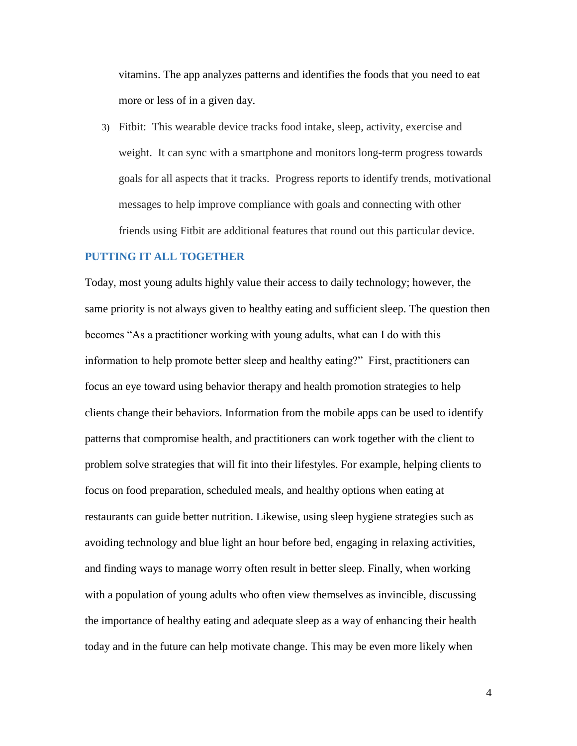vitamins. The app analyzes patterns and identifies the foods that you need to eat more or less of in a given day.

3) Fitbit: This wearable device tracks food intake, sleep, activity, exercise and weight. It can sync with a smartphone and monitors long-term progress towards goals for all aspects that it tracks. Progress reports to identify trends, motivational messages to help improve compliance with goals and connecting with other friends using Fitbit are additional features that round out this particular device.

## PUTTING IT ALL TOGETHER

Today, most young adults highly value their access to daily technology; however, the same priority is not always given to healthy eating and sufficient sleep. The question then becomes "As a practitioner working with young adults, what can I do with this information to help promote better sleep and healthy eating?" First, practitioners can focus an eye toward using behavior therapy and health promotion strategies to help clients change their behaviors. Information from the mobile apps can be used to identify patterns that compromise health, and practitioners can work together with the client to problem solve strategies that will fit into their lifestyles. For example, helping clients to focus on food preparation, scheduled meals, and healthy options when eating at restaurants can guide better nutrition. Likewise, using sleep hygiene strategies such as avoiding technology and blue light an hour before bed, engaging in relaxing activities, and finding ways to manage worry often result in better sleep. Finally, when working with a population of young adults who often view themselves as invincible, discussing the importance of healthy eating and adequate sleep as a way of enhancing their health today and in the future can help motivate change. This may be even more likely when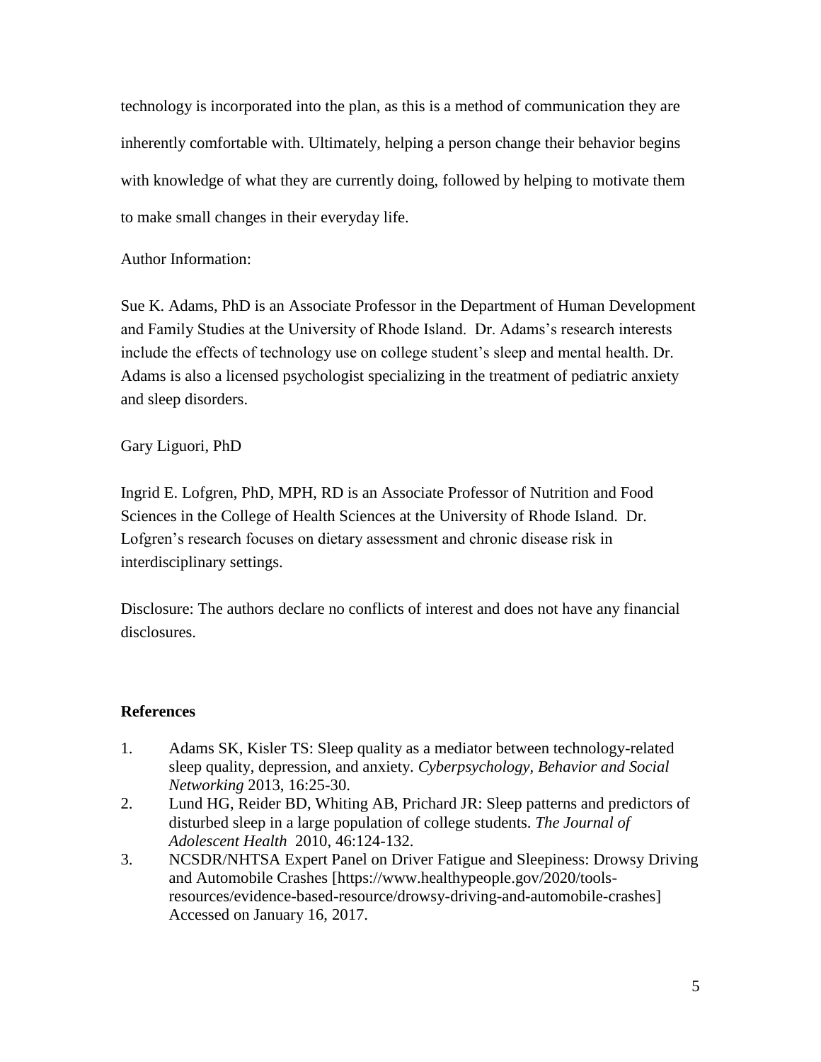technology is incorporated into the plan, as this is a method of communication they are inherently comfortable with. Ultimately, helping a person change their behavior begins with knowledge of what they are currently doing, followed by helping to motivate them to make small changes in their everyday life.

Author Information:

Sue K. Adams, PhD is an Associate Professor in the Department of Human Development and Family Studies at the University of Rhode Island. Dr. Adams's research interests include the effects of technology use on college student's sleep and mental health. Dr. Adams is also a licensed psychologist specializing in the treatment of pediatric anxiety and sleep disorders.

Gary Liguori, PhD

Ingrid E. Lofgren, PhD, MPH, RD is an Associate Professor of Nutrition and Food Sciences in the College of Health Sciences at the University of Rhode Island. Dr. Lofgren's research focuses on dietary assessment and chronic disease risk in interdisciplinary settings.

Disclosure: The authors declare no conflicts of interest and does not have any financial disclosures.

**References**

1. Adams SK, Kisler TS: Sleep quality as a mediator between technology-related sleep quality, depression, and anxiety. *Cyberpsychology, Behavior and Social Networking* 2013, 16:25-30.
2. Lund HG, Reider BD, Whiting AB, Prichard JR: Sleep patterns and predictors of disturbed sleep in a large population of college students. *The Journal of Adolescent Health* 2010, 46:124-132.
3. NCSDR/NHTSA Expert Panel on Driver Fatigue and Sleepiness: Drowsy Driving and Automobile Crashes [https://www.healthypeople.gov/2020/tools-resources/evidence-based-resource/drowsy-driving-and-automobile-crashes] Accessed on January 16, 2017.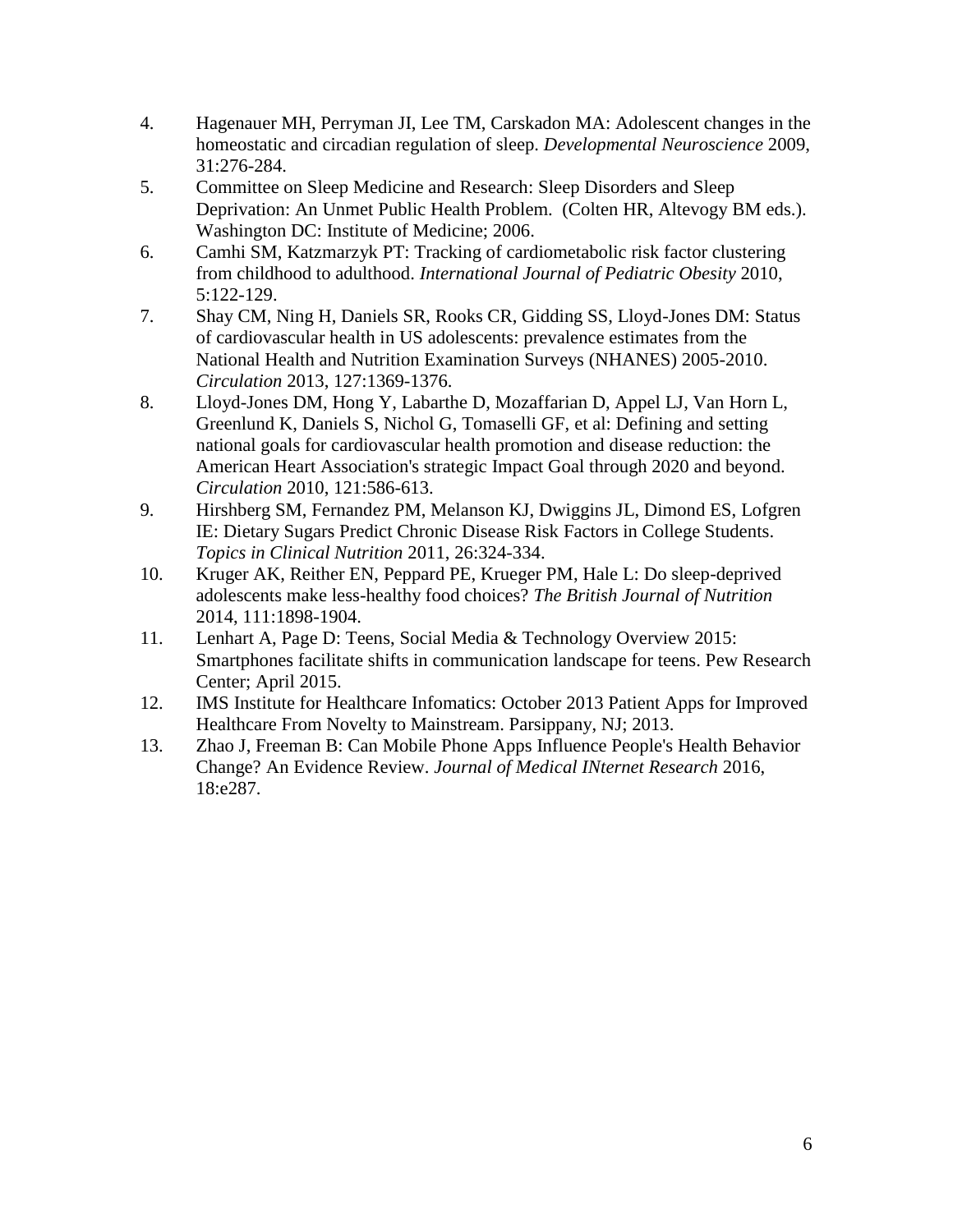4. Hagenauer MH, Perryman JI, Lee TM, Carskadon MA: Adolescent changes in the homeostatic and circadian regulation of sleep. *Developmental Neuroscience* 2009, 31:276-284.
5. Committee on Sleep Medicine and Research: Sleep Disorders and Sleep Deprivation: An Unmet Public Health Problem. (Colten HR, Altevogy BM eds.). Washington DC: Institute of Medicine; 2006.
6. Camhi SM, Katzmarzyk PT: Tracking of cardiometabolic risk factor clustering from childhood to adulthood. *International Journal of Pediatric Obesity* 2010, 5:122-129.
7. Shay CM, Ning H, Daniels SR, Rooks CR, Gidding SS, Lloyd-Jones DM: Status of cardiovascular health in US adolescents: prevalence estimates from the National Health and Nutrition Examination Surveys (NHANES) 2005-2010. *Circulation* 2013, 127:1369-1376.
8. Lloyd-Jones DM, Hong Y, Labarthe D, Mozaffarian D, Appel LJ, Van Horn L, Greenlund K, Daniels S, Nichol G, Tomaselli GF, et al: Defining and setting national goals for cardiovascular health promotion and disease reduction: the American Heart Association's strategic Impact Goal through 2020 and beyond. *Circulation* 2010, 121:586-613.
9. Hirshberg SM, Fernandez PM, Melanson KJ, Dwiggins JL, Dimond ES, Lofgren IE: Dietary Sugars Predict Chronic Disease Risk Factors in College Students. *Topics in Clinical Nutrition* 2011, 26:324-334.
10. Kruger AK, Reither EN, Peppard PE, Krueger PM, Hale L: Do sleep-deprived adolescents make less-healthy food choices? *The British Journal of Nutrition* 2014, 111:1898-1904.
11. Lenhart A, Page D: Teens, Social Media & Technology Overview 2015: Smartphones facilitate shifts in communication landscape for teens. Pew Research Center; April 2015.
12. IMS Institute for Healthcare Infomatics: October 2013 Patient Apps for Improved Healthcare From Novelty to Mainstream. Parsippany, NJ; 2013.
13. Zhao J, Freeman B: Can Mobile Phone Apps Influence People's Health Behavior Change? An Evidence Review. *Journal of Medical INternet Research* 2016, 18:e287.